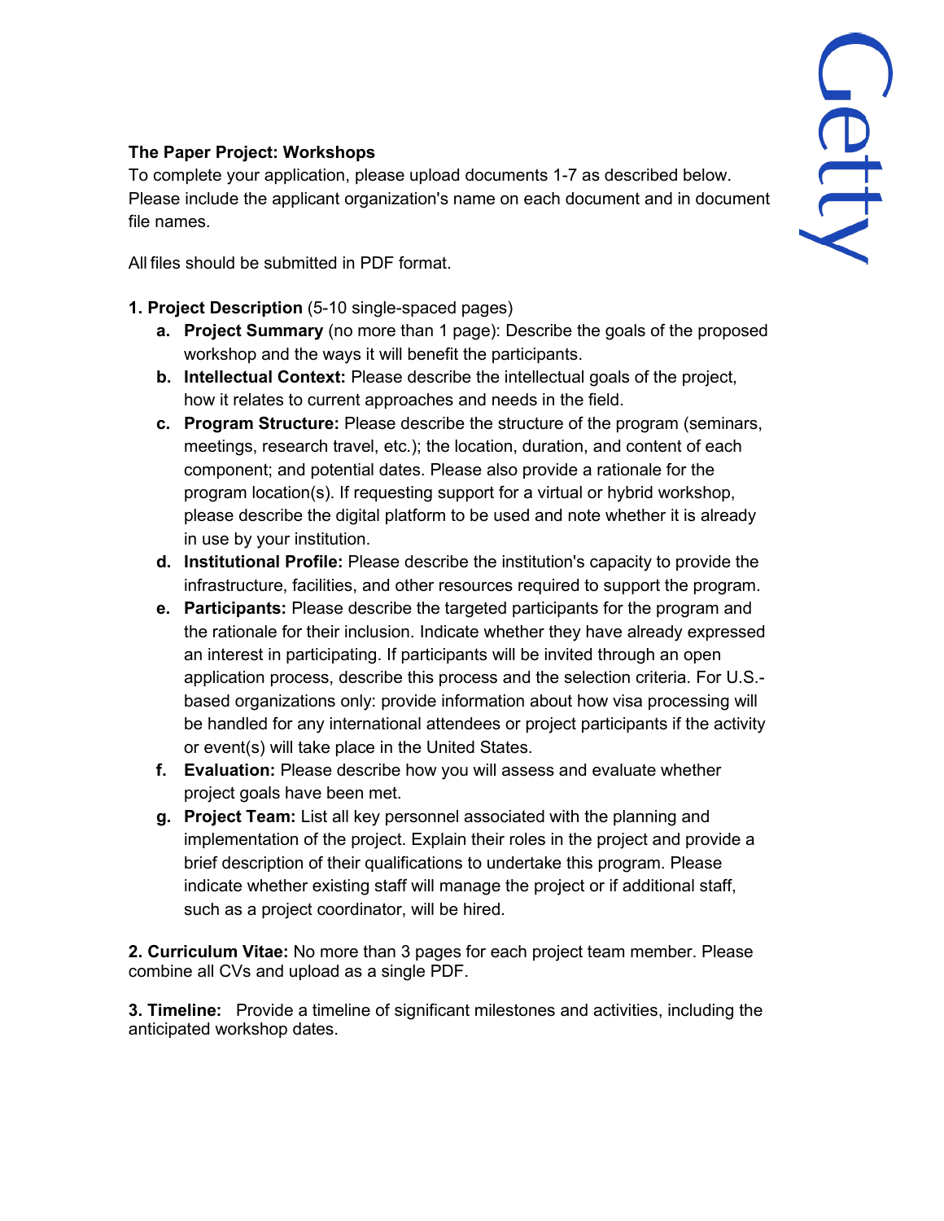**The Paper Project: Workshops**

To complete your application, please upload documents 1-7 as described below. Please include the applicant organization's name on each document and in document file names.

All files should be submitted in PDF format.

**1. Project Description** (5-10 single-spaced pages)

- **a. Project Summary** (no more than 1 page): Describe the goals of the proposed workshop and the ways it will benefit the participants.
- **b. Intellectual Context:** Please describe the intellectual goals of the project, how it relates to current approaches and needs in the field.
- **c. Program Structure:** Please describe the structure of the program (seminars, meetings, research travel, etc.); the location, duration, and content of each component; and potential dates. Please also provide a rationale for the program location(s). If requesting support for a virtual or hybrid workshop, please describe the digital platform to be used and note whether it is already in use by your institution.
- **d. Institutional Profile:** Please describe the institution's capacity to provide the infrastructure, facilities, and other resources required to support the program.
- **e. Participants:** Please describe the targeted participants for the program and the rationale for their inclusion. Indicate whether they have already expressed an interest in participating. If participants will be invited through an open application process, describe this process and the selection criteria. For U.S.-based organizations only: provide information about how visa processing will be handled for any international attendees or project participants if the activity or event(s) will take place in the United States.
- **f. Evaluation:** Please describe how you will assess and evaluate whether project goals have been met.
- **g. Project Team:** List all key personnel associated with the planning and implementation of the project. Explain their roles in the project and provide a brief description of their qualifications to undertake this program. Please indicate whether existing staff will manage the project or if additional staff, such as a project coordinator, will be hired.

**2. Curriculum Vitae:** No more than 3 pages for each project team member. Please combine all CVs and upload as a single PDF.

**3. Timeline:** Provide a timeline of significant milestones and activities, including the anticipated workshop dates.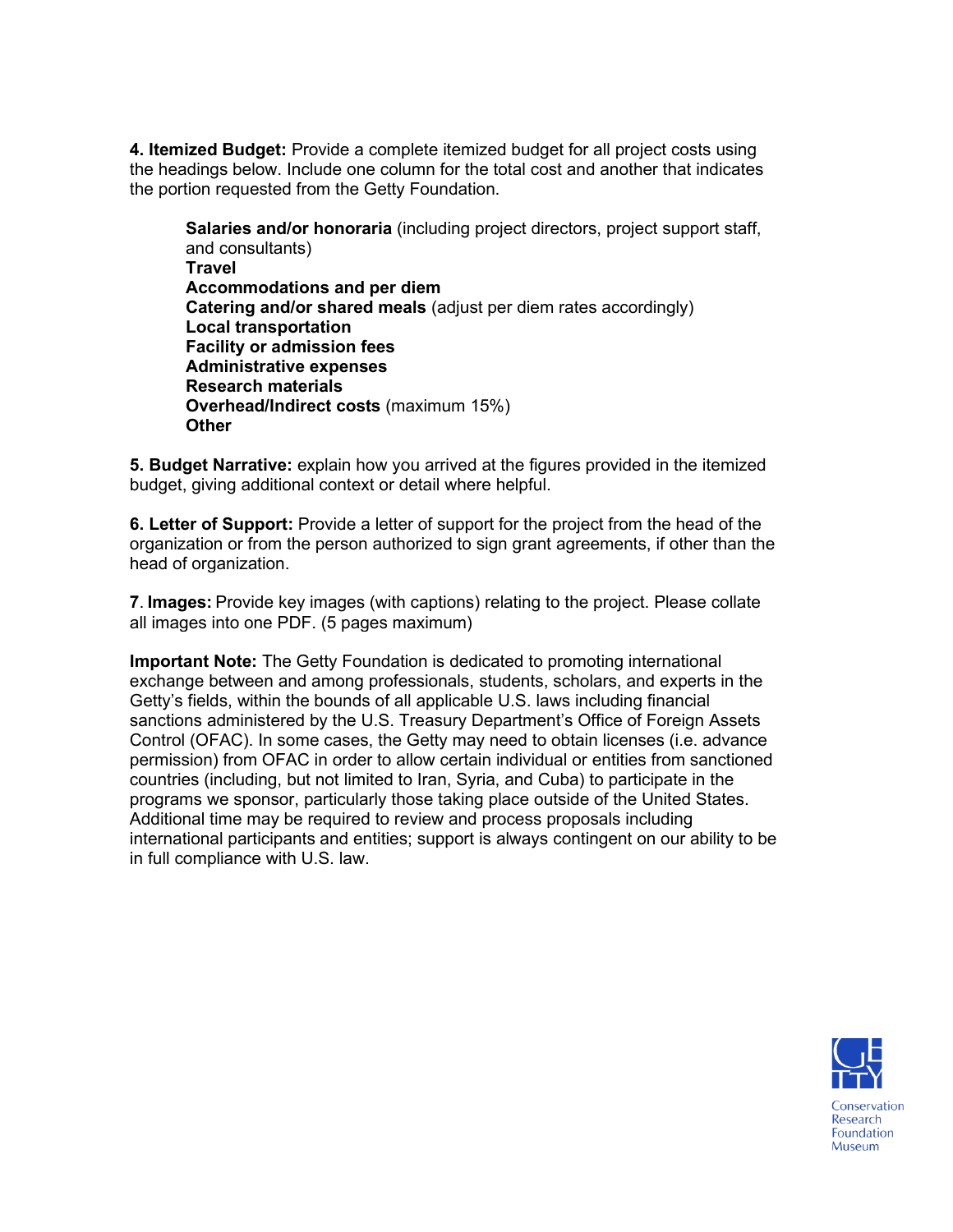**4. Itemized Budget:** Provide a complete itemized budget for all project costs using the headings below. Include one column for the total cost and another that indicates the portion requested from the Getty Foundation.

> **Salaries and/or honoraria** (including project directors, project support staff, and consultants)
> **Travel**
> **Accommodations and per diem**
> **Catering and/or shared meals** (adjust per diem rates accordingly)
> **Local transportation**
> **Facility or admission fees**
> **Administrative expenses**
> **Research materials**
> **Overhead/Indirect costs** (maximum 15%)
> **Other**

**5. Budget Narrative:** explain how you arrived at the figures provided in the itemized budget, giving additional context or detail where helpful.

**6. Letter of Support:** Provide a letter of support for the project from the head of the organization or from the person authorized to sign grant agreements, if other than the head of organization.

**7. Images:** Provide key images (with captions) relating to the project. Please collate all images into one PDF. (5 pages maximum)

**Important Note:** The Getty Foundation is dedicated to promoting international exchange between and among professionals, students, scholars, and experts in the Getty's fields, within the bounds of all applicable U.S. laws including financial sanctions administered by the U.S. Treasury Department's Office of Foreign Assets Control (OFAC). In some cases, the Getty may need to obtain licenses (i.e. advance permission) from OFAC in order to allow certain individual or entities from sanctioned countries (including, but not limited to Iran, Syria, and Cuba) to participate in the programs we sponsor, particularly those taking place outside of the United States. Additional time may be required to review and process proposals including international participants and entities; support is always contingent on our ability to be in full compliance with U.S. law.